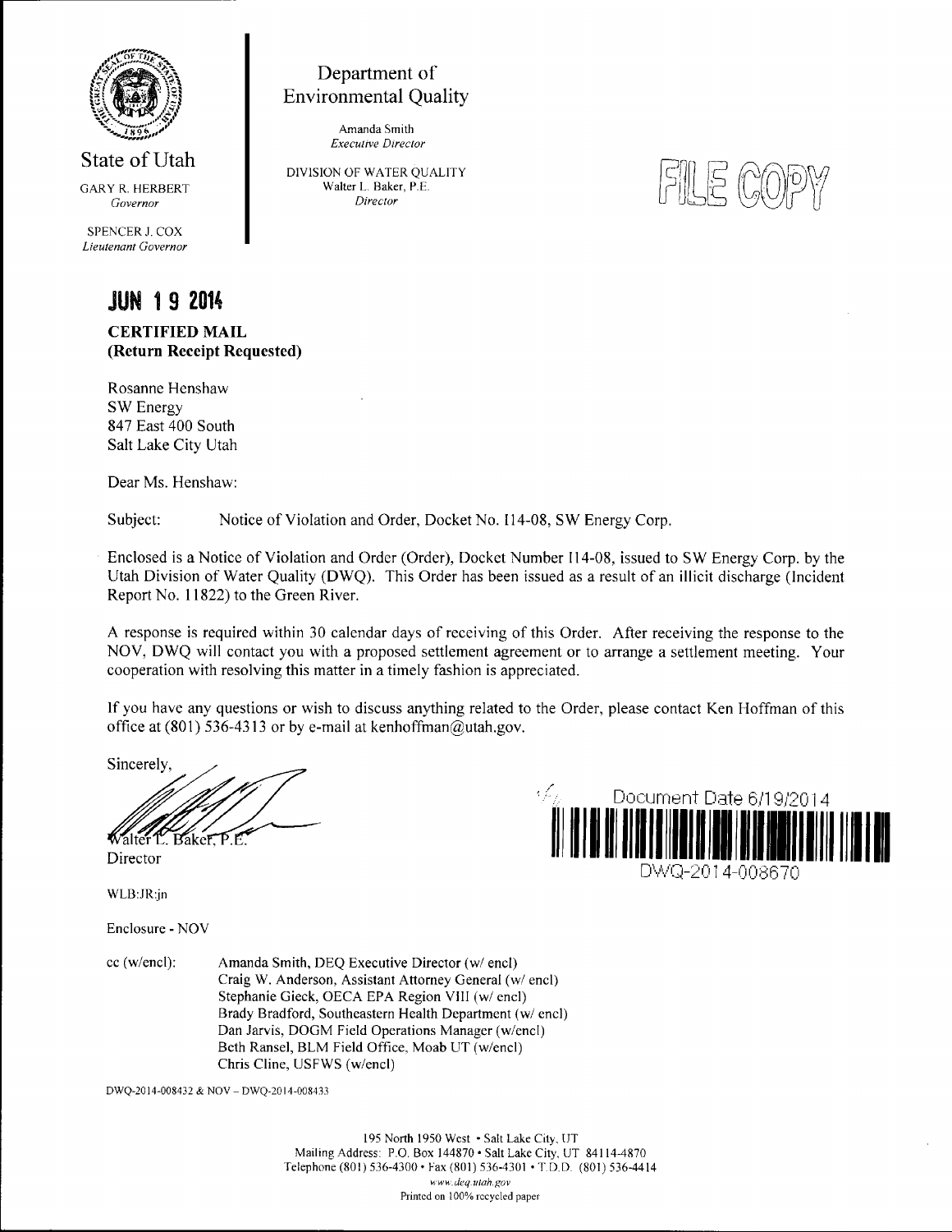State of Utah

GARY R. HERBERT
*Governor*

SPENCER J. COX
*Lieutenant Governor*

Department of
Environmental Quality

Amanda Smith
*Executive Director*

DIVISION OF WATER QUALITY
Walter L. Baker, P.E.
*Director*

FILE COPY

**JUN 19 2014**

**CERTIFIED MAIL**
**(Return Receipt Requested)**

Rosanne Henshaw
SW Energy
847 East 400 South
Salt Lake City Utah

Dear Ms. Henshaw:

Subject: Notice of Violation and Order, Docket No. I14-08, SW Energy Corp.

Enclosed is a Notice of Violation and Order (Order), Docket Number I14-08, issued to SW Energy Corp. by the Utah Division of Water Quality (DWQ). This Order has been issued as a result of an illicit discharge (Incident Report No. 11822) to the Green River.

A response is required within 30 calendar days of receiving of this Order. After receiving the response to the NOV, DWQ will contact you with a proposed settlement agreement or to arrange a settlement meeting. Your cooperation with resolving this matter in a timely fashion is appreciated.

If you have any questions or wish to discuss anything related to the Order, please contact Ken Hoffman of this office at (801) 536-4313 or by e-mail at kenhoffman@utah.gov.

Sincerely,

Walter L. Baker, P.E.
Director

Document Date 6/19/2014
DWQ-2014-008670

WLB:JR:jn

Enclosure - NOV

cc (w/encl): Amanda Smith, DEQ Executive Director (w/ encl)
Craig W. Anderson, Assistant Attorney General (w/ encl)
Stephanie Gieck, OECA EPA Region VIII (w/ encl)
Brady Bradford, Southeastern Health Department (w/ encl)
Dan Jarvis, DOGM Field Operations Manager (w/encl)
Beth Ransel, BLM Field Office, Moab UT (w/encl)
Chris Cline, USFWS (w/encl)

DWQ-2014-008432 & NOV – DWQ-2014-008433

195 North 1950 West • Salt Lake City, UT
Mailing Address: P.O. Box 144870 • Salt Lake City, UT 84114-4870
Telephone (801) 536-4300 • Fax (801) 536-4301 • T.D.D. (801) 536-4414
*www.deq.utah.gov*
Printed on 100% recycled paper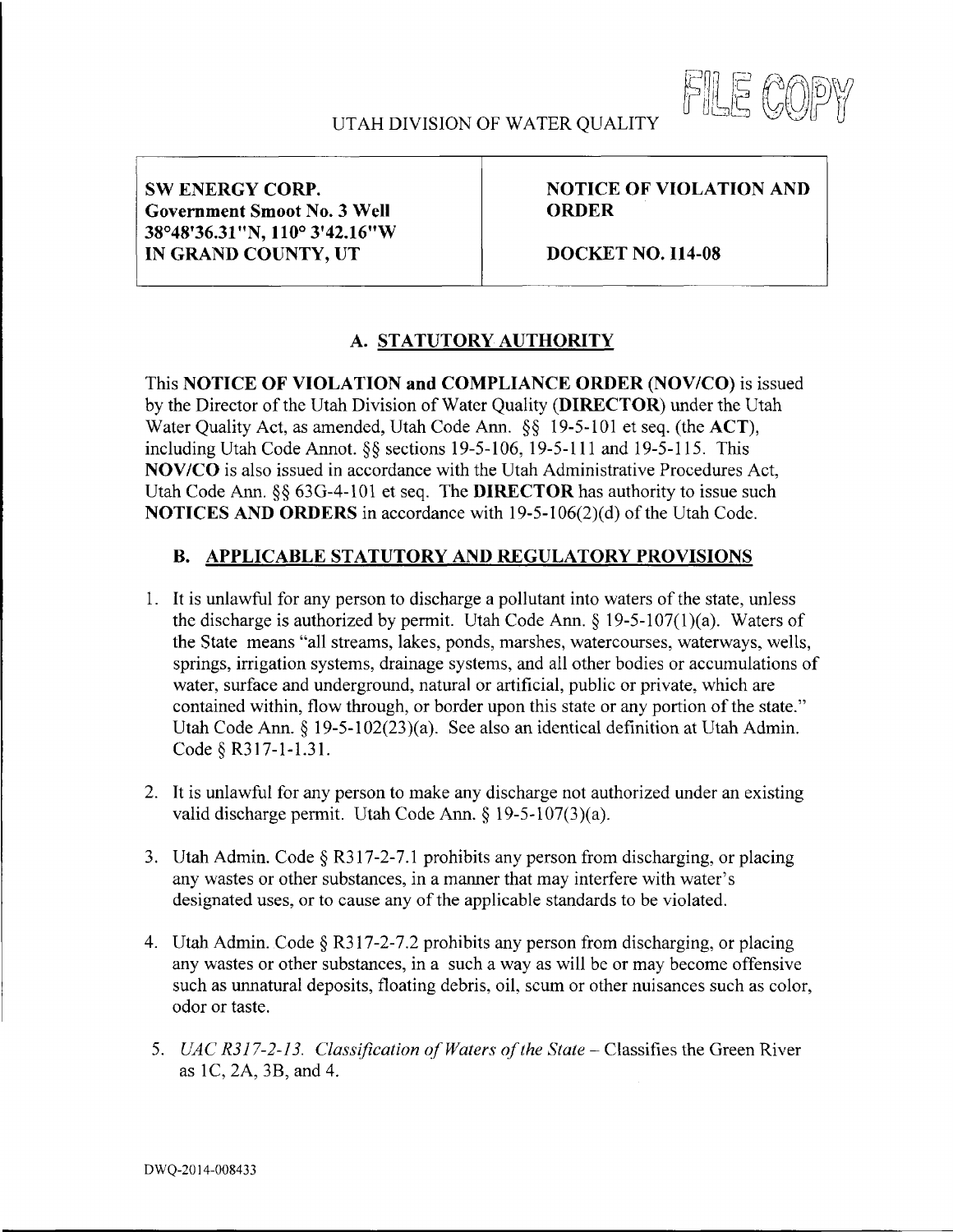UTAH DIVISION OF WATER QUALITY

FILE COPY

| SW ENERGY CORP.<br>Government Smoot No. 3 Well<br>38°48'36.31"N, 110° 3'42.16"W<br>IN GRAND COUNTY, UT | NOTICE OF VIOLATION AND ORDER<br><br>DOCKET NO. I14-08 |
|---|---|

## A. STATUTORY AUTHORITY

This **NOTICE OF VIOLATION and COMPLIANCE ORDER (NOV/CO)** is issued by the Director of the Utah Division of Water Quality (**DIRECTOR**) under the Utah Water Quality Act, as amended, Utah Code Ann. §§ 19-5-101 et seq. (the **ACT**), including Utah Code Annot. §§ sections 19-5-106, 19-5-111 and 19-5-115. This **NOV/CO** is also issued in accordance with the Utah Administrative Procedures Act, Utah Code Ann. §§ 63G-4-101 et seq. The **DIRECTOR** has authority to issue such **NOTICES AND ORDERS** in accordance with 19-5-106(2)(d) of the Utah Code.

## B. APPLICABLE STATUTORY AND REGULATORY PROVISIONS

1. It is unlawful for any person to discharge a pollutant into waters of the state, unless the discharge is authorized by permit. Utah Code Ann. § 19-5-107(1)(a). Waters of the State means "all streams, lakes, ponds, marshes, watercourses, waterways, wells, springs, irrigation systems, drainage systems, and all other bodies or accumulations of water, surface and underground, natural or artificial, public or private, which are contained within, flow through, or border upon this state or any portion of the state." Utah Code Ann. § 19-5-102(23)(a). See also an identical definition at Utah Admin. Code § R317-1-1.31.

2. It is unlawful for any person to make any discharge not authorized under an existing valid discharge permit. Utah Code Ann. § 19-5-107(3)(a).

3. Utah Admin. Code § R317-2-7.1 prohibits any person from discharging, or placing any wastes or other substances, in a manner that may interfere with water's designated uses, or to cause any of the applicable standards to be violated.

4. Utah Admin. Code § R317-2-7.2 prohibits any person from discharging, or placing any wastes or other substances, in a such a way as will be or may become offensive such as unnatural deposits, floating debris, oil, scum or other nuisances such as color, odor or taste.

5. *UAC R317-2-13. Classification of Waters of the State* – Classifies the Green River as 1C, 2A, 3B, and 4.

DWQ-2014-008433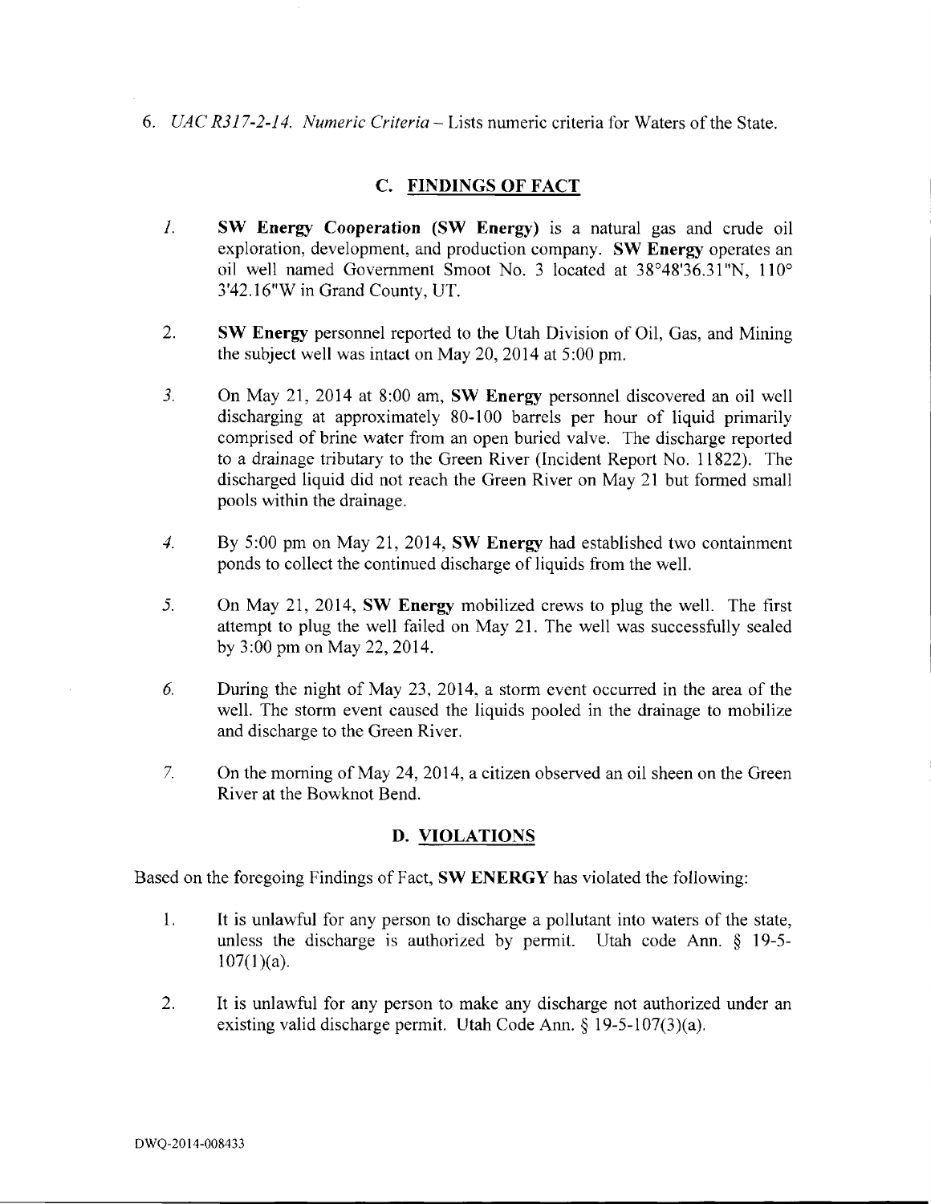6. *UAC R317-2-14. Numeric Criteria* – Lists numeric criteria for Waters of the State.

## C. FINDINGS OF FACT

1. **SW Energy Cooperation (SW Energy)** is a natural gas and crude oil exploration, development, and production company. **SW Energy** operates an oil well named Government Smoot No. 3 located at 38°48'36.31"N, 110° 3'42.16"W in Grand County, UT.

2. **SW Energy** personnel reported to the Utah Division of Oil, Gas, and Mining the subject well was intact on May 20, 2014 at 5:00 pm.

3. On May 21, 2014 at 8:00 am, **SW Energy** personnel discovered an oil well discharging at approximately 80-100 barrels per hour of liquid primarily comprised of brine water from an open buried valve. The discharge reported to a drainage tributary to the Green River (Incident Report No. 11822). The discharged liquid did not reach the Green River on May 21 but formed small pools within the drainage.

4. By 5:00 pm on May 21, 2014, **SW Energy** had established two containment ponds to collect the continued discharge of liquids from the well.

5. On May 21, 2014, **SW Energy** mobilized crews to plug the well. The first attempt to plug the well failed on May 21. The well was successfully sealed by 3:00 pm on May 22, 2014.

6. During the night of May 23, 2014, a storm event occurred in the area of the well. The storm event caused the liquids pooled in the drainage to mobilize and discharge to the Green River.

7. On the morning of May 24, 2014, a citizen observed an oil sheen on the Green River at the Bowknot Bend.

## D. VIOLATIONS

Based on the foregoing Findings of Fact, **SW ENERGY** has violated the following:

1. It is unlawful for any person to discharge a pollutant into waters of the state, unless the discharge is authorized by permit. Utah code Ann. § 19-5-107(1)(a).

2. It is unlawful for any person to make any discharge not authorized under an existing valid discharge permit. Utah Code Ann. § 19-5-107(3)(a).

DWQ-2014-008433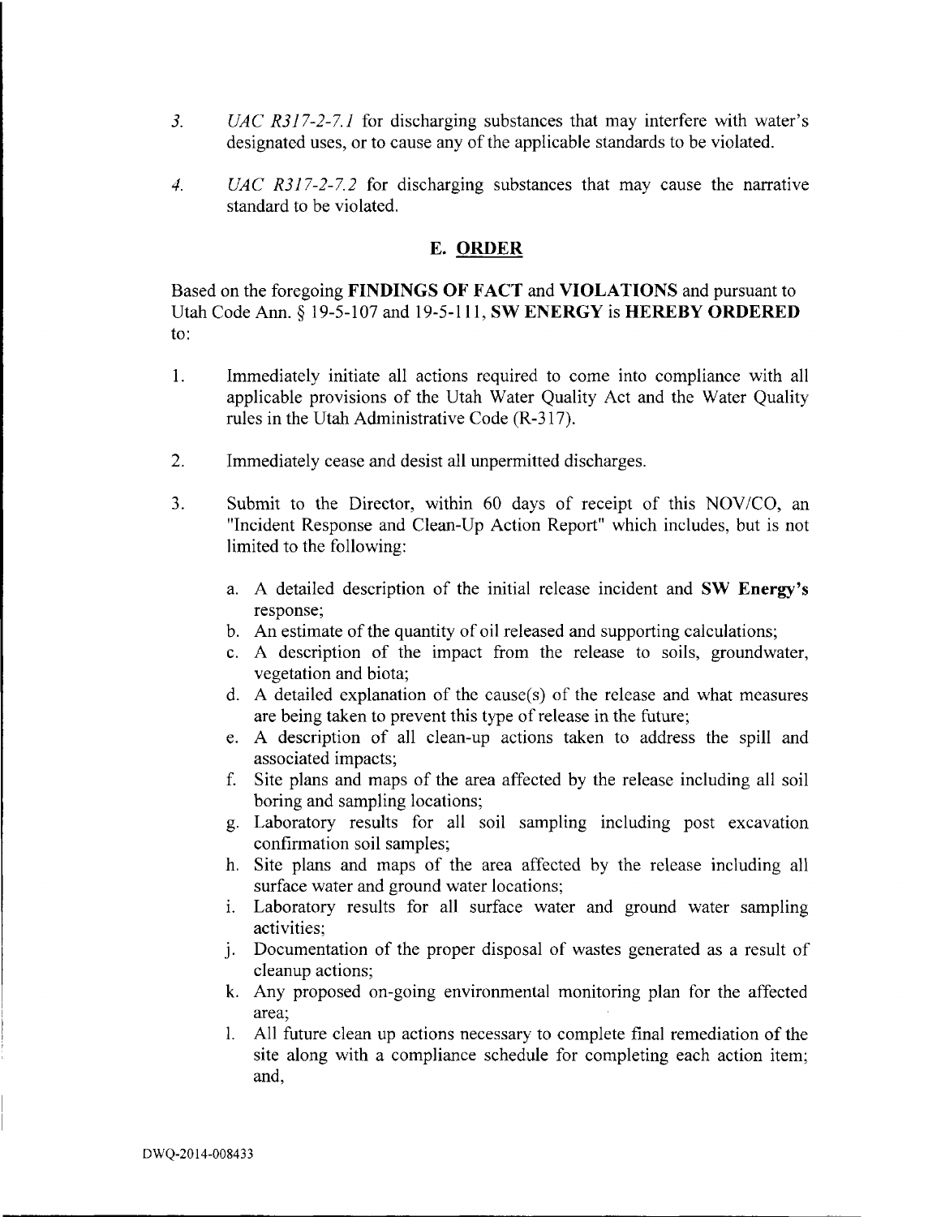3. *UAC R317-2-7.1* for discharging substances that may interfere with water's designated uses, or to cause any of the applicable standards to be violated.

4. *UAC R317-2-7.2* for discharging substances that may cause the narrative standard to be violated.

## E. ORDER

Based on the foregoing **FINDINGS OF FACT** and **VIOLATIONS** and pursuant to Utah Code Ann. § 19-5-107 and 19-5-111, **SW ENERGY** is **HEREBY ORDERED** to:

1. Immediately initiate all actions required to come into compliance with all applicable provisions of the Utah Water Quality Act and the Water Quality rules in the Utah Administrative Code (R-317).

2. Immediately cease and desist all unpermitted discharges.

3. Submit to the Director, within 60 days of receipt of this NOV/CO, an "Incident Response and Clean-Up Action Report" which includes, but is not limited to the following:

   a. A detailed description of the initial release incident and **SW Energy's** response;
   b. An estimate of the quantity of oil released and supporting calculations;
   c. A description of the impact from the release to soils, groundwater, vegetation and biota;
   d. A detailed explanation of the cause(s) of the release and what measures are being taken to prevent this type of release in the future;
   e. A description of all clean-up actions taken to address the spill and associated impacts;
   f. Site plans and maps of the area affected by the release including all soil boring and sampling locations;
   g. Laboratory results for all soil sampling including post excavation confirmation soil samples;
   h. Site plans and maps of the area affected by the release including all surface water and ground water locations;
   i. Laboratory results for all surface water and ground water sampling activities;
   j. Documentation of the proper disposal of wastes generated as a result of cleanup actions;
   k. Any proposed on-going environmental monitoring plan for the affected area;
   l. All future clean up actions necessary to complete final remediation of the site along with a compliance schedule for completing each action item; and,

DWQ-2014-008433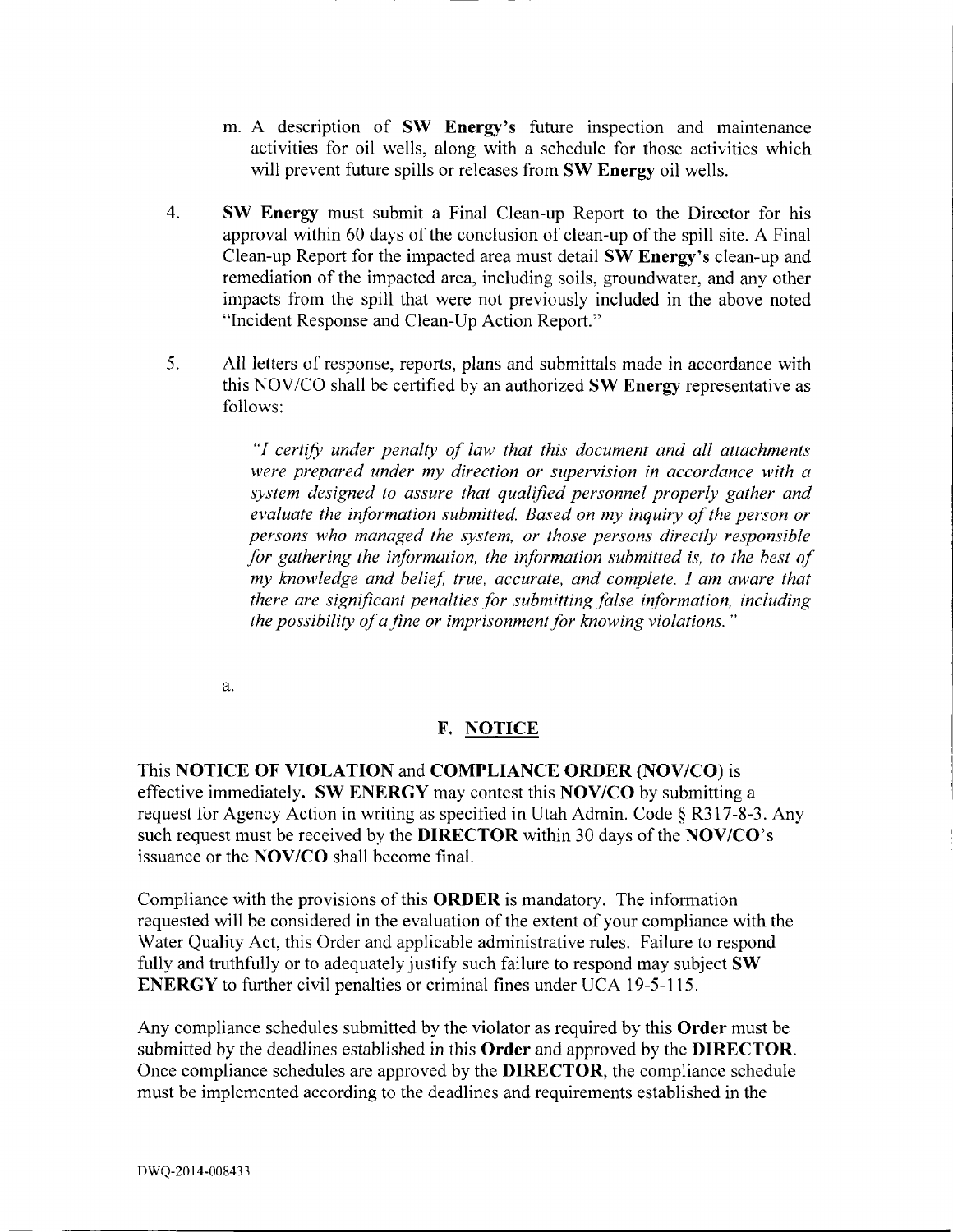m. A description of **SW Energy's** future inspection and maintenance activities for oil wells, along with a schedule for those activities which will prevent future spills or releases from **SW Energy** oil wells.

4. **SW Energy** must submit a Final Clean-up Report to the Director for his approval within 60 days of the conclusion of clean-up of the spill site. A Final Clean-up Report for the impacted area must detail **SW Energy's** clean-up and remediation of the impacted area, including soils, groundwater, and any other impacts from the spill that were not previously included in the above noted "Incident Response and Clean-Up Action Report."

5. All letters of response, reports, plans and submittals made in accordance with this NOV/CO shall be certified by an authorized **SW Energy** representative as follows:

   *"I certify under penalty of law that this document and all attachments were prepared under my direction or supervision in accordance with a system designed to assure that qualified personnel properly gather and evaluate the information submitted. Based on my inquiry of the person or persons who managed the system, or those persons directly responsible for gathering the information, the information submitted is, to the best of my knowledge and belief, true, accurate, and complete. I am aware that there are significant penalties for submitting false information, including the possibility of a fine or imprisonment for knowing violations."*

   a.

## F. NOTICE

This **NOTICE OF VIOLATION** and **COMPLIANCE ORDER (NOV/CO)** is effective immediately. **SW ENERGY** may contest this **NOV/CO** by submitting a request for Agency Action in writing as specified in Utah Admin. Code § R317-8-3. Any such request must be received by the **DIRECTOR** within 30 days of the **NOV/CO**'s issuance or the **NOV/CO** shall become final.

Compliance with the provisions of this **ORDER** is mandatory. The information requested will be considered in the evaluation of the extent of your compliance with the Water Quality Act, this Order and applicable administrative rules. Failure to respond fully and truthfully or to adequately justify such failure to respond may subject **SW ENERGY** to further civil penalties or criminal fines under UCA 19-5-115.

Any compliance schedules submitted by the violator as required by this **Order** must be submitted by the deadlines established in this **Order** and approved by the **DIRECTOR**. Once compliance schedules are approved by the **DIRECTOR**, the compliance schedule must be implemented according to the deadlines and requirements established in the

DWQ-2014-008433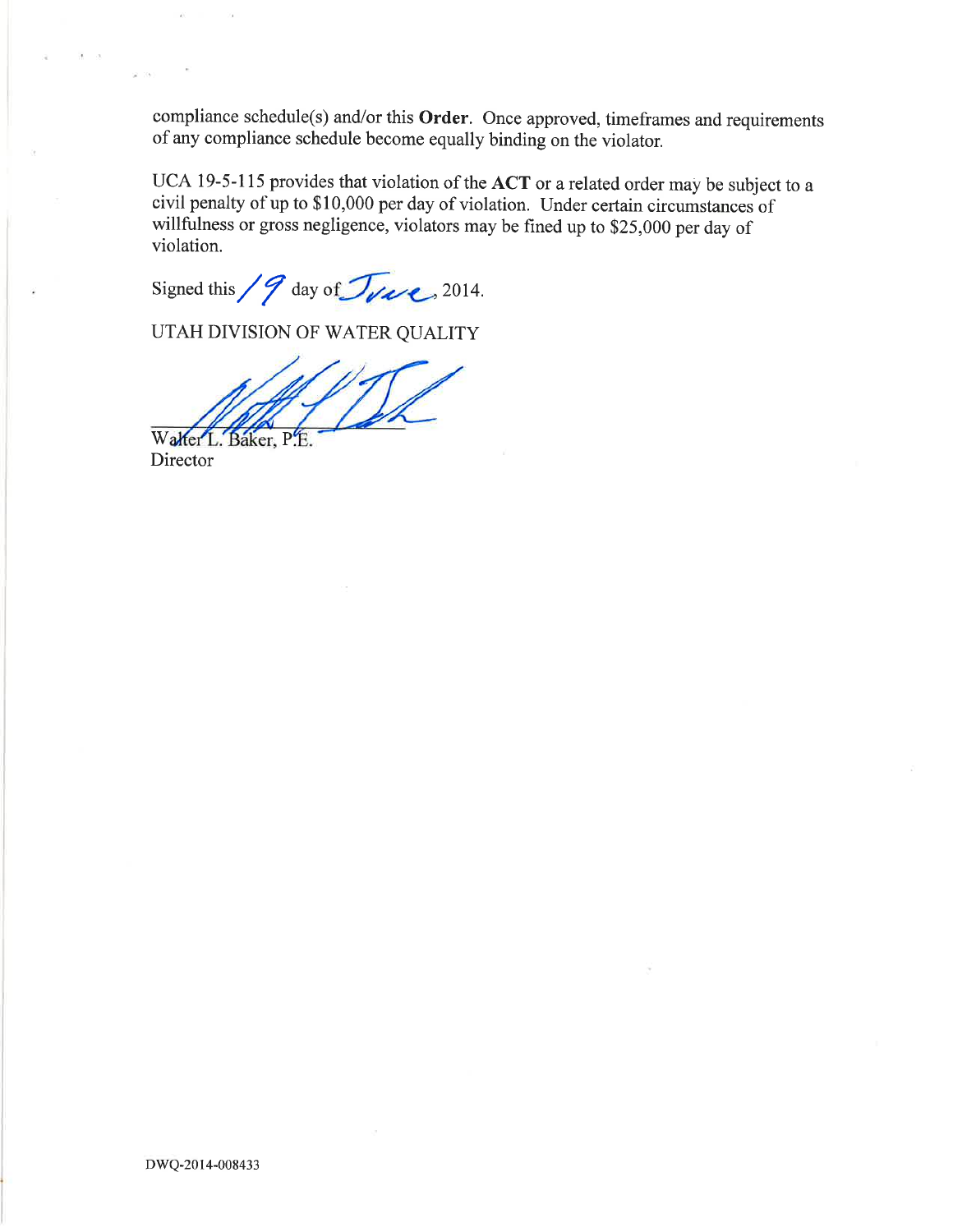compliance schedule(s) and/or this **Order**. Once approved, timeframes and requirements of any compliance schedule become equally binding on the violator.

UCA 19-5-115 provides that violation of the **ACT** or a related order may be subject to a civil penalty of up to $10,000 per day of violation. Under certain circumstances of willfulness or gross negligence, violators may be fined up to $25,000 per day of violation.

Signed this 19 day of June, 2014.

UTAH DIVISION OF WATER QUALITY

Walter L. Baker, P.E.
Director

DWQ-2014-008433